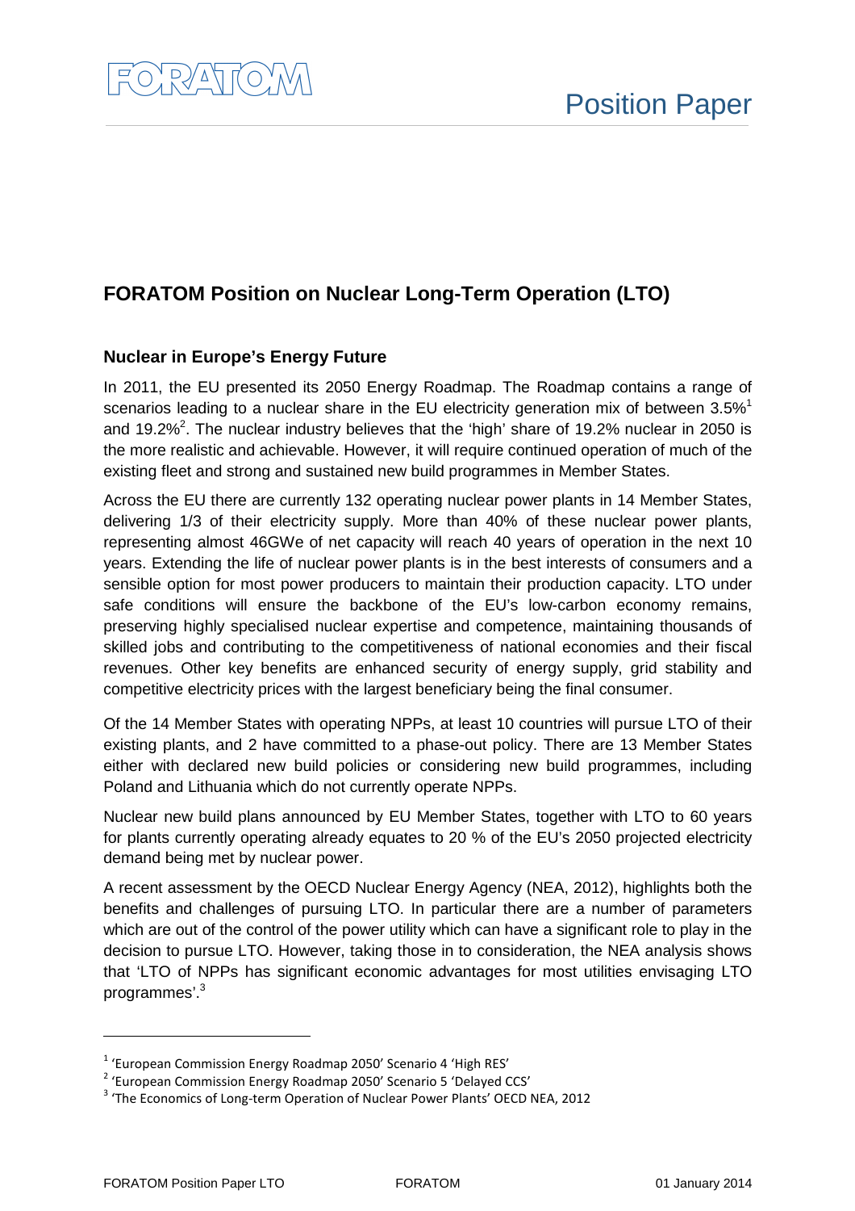# FORATOM Position on Nuclear Long-Term Operation (LTO)

## Nuclear in Europe's Energy Future

In 2011, the EU presented its 2050 Energy Roadmap. The Roadmap contains a range of scenarios leading to a nuclear share in the EU electricity generation mix of between 3.5%[1] and 19.2%[2]. The nuclear industry believes that the 'high' share of 19.2% nuclear in 2050 is the more realistic and achievable. However, it will require continued operation of much of the existing fleet and strong and sustained new build programmes in Member States.

Across the EU there are currently 132 operating nuclear power plants in 14 Member States, delivering 1/3 of their electricity supply. More than 40% of these nuclear power plants, representing almost 46GWe of net capacity will reach 40 years of operation in the next 10 years. Extending the life of nuclear power plants is in the best interests of consumers and a sensible option for most power producers to maintain their production capacity. LTO under safe conditions will ensure the backbone of the EU's low-carbon economy remains, preserving highly specialised nuclear expertise and competence, maintaining thousands of skilled jobs and contributing to the competitiveness of national economies and their fiscal revenues. Other key benefits are enhanced security of energy supply, grid stability and competitive electricity prices with the largest beneficiary being the final consumer.

Of the 14 Member States with operating NPPs, at least 10 countries will pursue LTO of their existing plants, and 2 have committed to a phase-out policy. There are 13 Member States either with declared new build policies or considering new build programmes, including Poland and Lithuania which do not currently operate NPPs.

Nuclear new build plans announced by EU Member States, together with LTO to 60 years for plants currently operating already equates to 20 % of the EU's 2050 projected electricity demand being met by nuclear power.

A recent assessment by the OECD Nuclear Energy Agency (NEA, 2012), highlights both the benefits and challenges of pursuing LTO. In particular there are a number of parameters which are out of the control of the power utility which can have a significant role to play in the decision to pursue LTO. However, taking those in to consideration, the NEA analysis shows that 'LTO of NPPs has significant economic advantages for most utilities envisaging LTO programmes'.[3]

---

[1] 'European Commission Energy Roadmap 2050' Scenario 4 'High RES'

[2] 'European Commission Energy Roadmap 2050' Scenario 5 'Delayed CCS'

[3] 'The Economics of Long-term Operation of Nuclear Power Plants' OECD NEA, 2012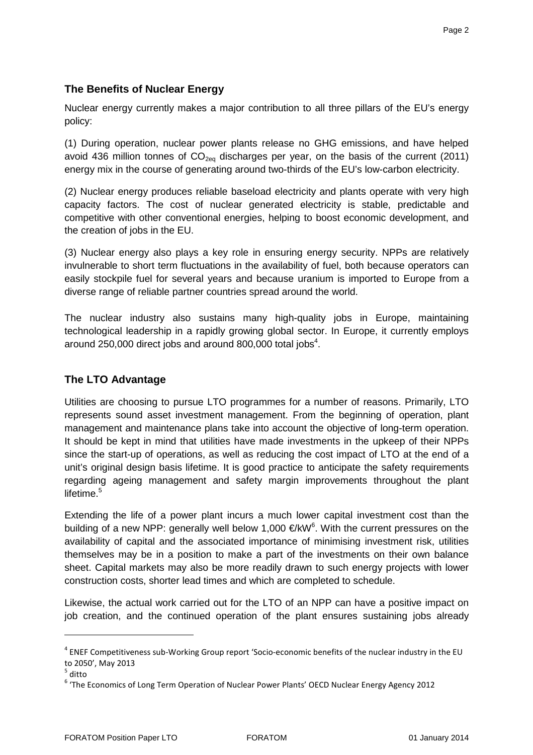## The Benefits of Nuclear Energy

Nuclear energy currently makes a major contribution to all three pillars of the EU's energy policy:

(1) During operation, nuclear power plants release no GHG emissions, and have helped avoid 436 million tonnes of $CO_{2eq}$ discharges per year, on the basis of the current (2011) energy mix in the course of generating around two-thirds of the EU's low-carbon electricity.

(2) Nuclear energy produces reliable baseload electricity and plants operate with very high capacity factors. The cost of nuclear generated electricity is stable, predictable and competitive with other conventional energies, helping to boost economic development, and the creation of jobs in the EU.

(3) Nuclear energy also plays a key role in ensuring energy security. NPPs are relatively invulnerable to short term fluctuations in the availability of fuel, both because operators can easily stockpile fuel for several years and because uranium is imported to Europe from a diverse range of reliable partner countries spread around the world.

The nuclear industry also sustains many high-quality jobs in Europe, maintaining technological leadership in a rapidly growing global sector. In Europe, it currently employs around 250,000 direct jobs and around 800,000 total jobs[4].

## The LTO Advantage

Utilities are choosing to pursue LTO programmes for a number of reasons. Primarily, LTO represents sound asset investment management. From the beginning of operation, plant management and maintenance plans take into account the objective of long-term operation. It should be kept in mind that utilities have made investments in the upkeep of their NPPs since the start-up of operations, as well as reducing the cost impact of LTO at the end of a unit's original design basis lifetime. It is good practice to anticipate the safety requirements regarding ageing management and safety margin improvements throughout the plant lifetime.[5]

Extending the life of a power plant incurs a much lower capital investment cost than the building of a new NPP: generally well below 1,000 €/kW[6]. With the current pressures on the availability of capital and the associated importance of minimising investment risk, utilities themselves may be in a position to make a part of the investments on their own balance sheet. Capital markets may also be more readily drawn to such energy projects with lower construction costs, shorter lead times and which are completed to schedule.

Likewise, the actual work carried out for the LTO of an NPP can have a positive impact on job creation, and the continued operation of the plant ensures sustaining jobs already

---

[4] ENEF Competitiveness sub-Working Group report 'Socio-economic benefits of the nuclear industry in the EU to 2050', May 2013

[5] ditto

[6] 'The Economics of Long Term Operation of Nuclear Power Plants' OECD Nuclear Energy Agency 2012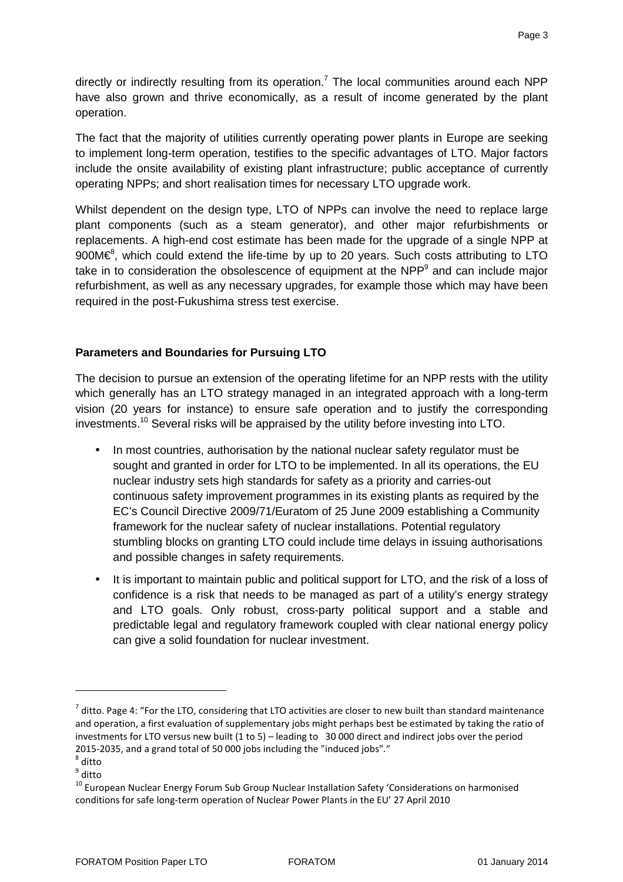directly or indirectly resulting from its operation.[7] The local communities around each NPP have also grown and thrive economically, as a result of income generated by the plant operation.

The fact that the majority of utilities currently operating power plants in Europe are seeking to implement long-term operation, testifies to the specific advantages of LTO. Major factors include the onsite availability of existing plant infrastructure; public acceptance of currently operating NPPs; and short realisation times for necessary LTO upgrade work.

Whilst dependent on the design type, LTO of NPPs can involve the need to replace large plant components (such as a steam generator), and other major refurbishments or replacements. A high-end cost estimate has been made for the upgrade of a single NPP at 900M€[8], which could extend the life-time by up to 20 years. Such costs attributing to LTO take in to consideration the obsolescence of equipment at the NPP[9] and can include major refurbishment, as well as any necessary upgrades, for example those which may have been required in the post-Fukushima stress test exercise.

**Parameters and Boundaries for Pursuing LTO**

The decision to pursue an extension of the operating lifetime for an NPP rests with the utility which generally has an LTO strategy managed in an integrated approach with a long-term vision (20 years for instance) to ensure safe operation and to justify the corresponding investments.[10] Several risks will be appraised by the utility before investing into LTO.

- In most countries, authorisation by the national nuclear safety regulator must be sought and granted in order for LTO to be implemented. In all its operations, the EU nuclear industry sets high standards for safety as a priority and carries-out continuous safety improvement programmes in its existing plants as required by the EC's Council Directive 2009/71/Euratom of 25 June 2009 establishing a Community framework for the nuclear safety of nuclear installations. Potential regulatory stumbling blocks on granting LTO could include time delays in issuing authorisations and possible changes in safety requirements.
- It is important to maintain public and political support for LTO, and the risk of a loss of confidence is a risk that needs to be managed as part of a utility's energy strategy and LTO goals. Only robust, cross-party political support and a stable and predictable legal and regulatory framework coupled with clear national energy policy can give a solid foundation for nuclear investment.

---

[7] ditto. Page 4: "For the LTO, considering that LTO activities are closer to new built than standard maintenance and operation, a first evaluation of supplementary jobs might perhaps best be estimated by taking the ratio of investments for LTO versus new built (1 to 5) – leading to 30 000 direct and indirect jobs over the period 2015-2035, and a grand total of 50 000 jobs including the "induced jobs"."

[8] ditto

[9] ditto

[10] European Nuclear Energy Forum Sub Group Nuclear Installation Safety 'Considerations on harmonised conditions for safe long-term operation of Nuclear Power Plants in the EU' 27 April 2010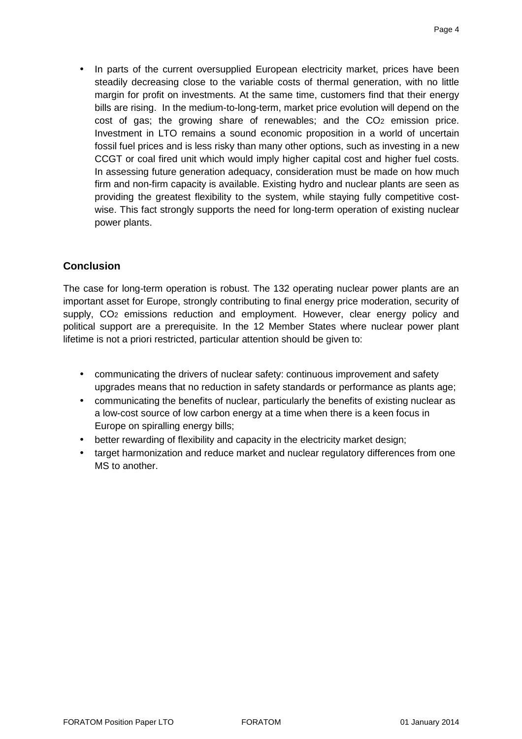- In parts of the current oversupplied European electricity market, prices have been steadily decreasing close to the variable costs of thermal generation, with no little margin for profit on investments. At the same time, customers find that their energy bills are rising. In the medium-to-long-term, market price evolution will depend on the cost of gas; the growing share of renewables; and the $CO_2$ emission price. Investment in LTO remains a sound economic proposition in a world of uncertain fossil fuel prices and is less risky than many other options, such as investing in a new CCGT or coal fired unit which would imply higher capital cost and higher fuel costs. In assessing future generation adequacy, consideration must be made on how much firm and non-firm capacity is available. Existing hydro and nuclear plants are seen as providing the greatest flexibility to the system, while staying fully competitive cost-wise. This fact strongly supports the need for long-term operation of existing nuclear power plants.

## Conclusion

The case for long-term operation is robust. The 132 operating nuclear power plants are an important asset for Europe, strongly contributing to final energy price moderation, security of supply, $CO_2$ emissions reduction and employment. However, clear energy policy and political support are a prerequisite. In the 12 Member States where nuclear power plant lifetime is not a priori restricted, particular attention should be given to:

- communicating the drivers of nuclear safety: continuous improvement and safety upgrades means that no reduction in safety standards or performance as plants age;
- communicating the benefits of nuclear, particularly the benefits of existing nuclear as a low-cost source of low carbon energy at a time when there is a keen focus in Europe on spiralling energy bills;
- better rewarding of flexibility and capacity in the electricity market design;
- target harmonization and reduce market and nuclear regulatory differences from one MS to another.